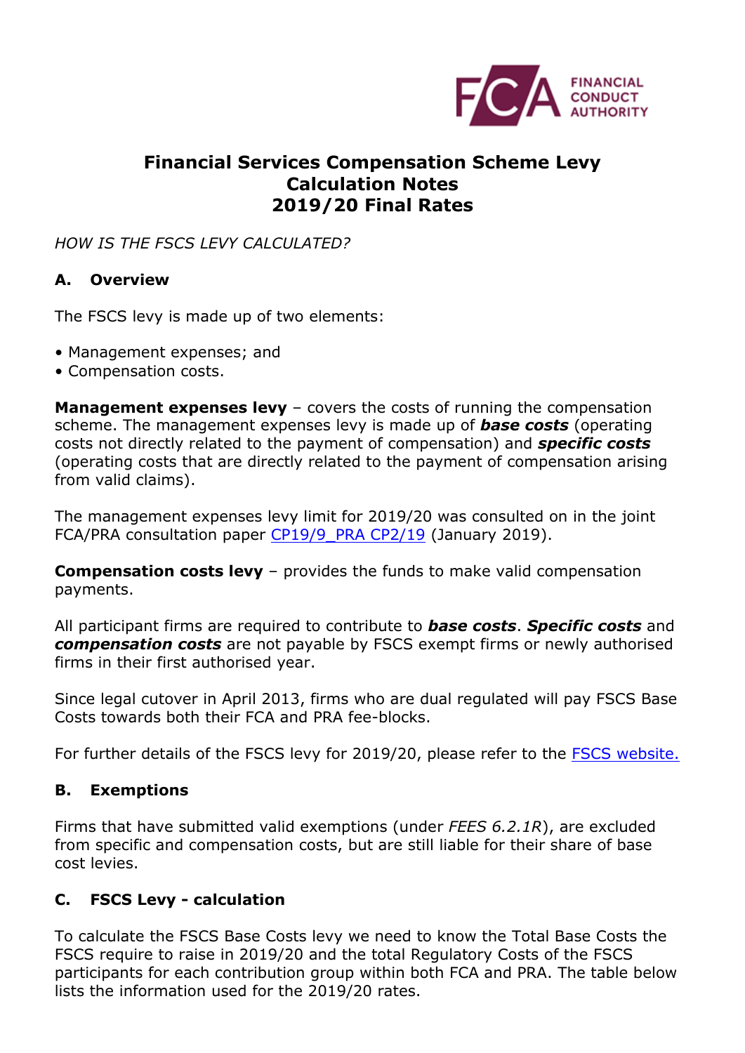# Financial Services Compensation Scheme Levy Calculation Notes 2019/20 Final Rates

*HOW IS THE FSCS LEVY CALCULATED?*

## A. Overview

The FSCS levy is made up of two elements:

- Management expenses; and
- Compensation costs.

**Management expenses levy** – covers the costs of running the compensation scheme. The management expenses levy is made up of ***base costs*** (operating costs not directly related to the payment of compensation) and ***specific costs*** (operating costs that are directly related to the payment of compensation arising from valid claims).

The management expenses levy limit for 2019/20 was consulted on in the joint FCA/PRA consultation paper CP19/9_PRA CP2/19 (January 2019).

**Compensation costs levy** – provides the funds to make valid compensation payments.

All participant firms are required to contribute to ***base costs***. ***Specific costs*** and ***compensation costs*** are not payable by FSCS exempt firms or newly authorised firms in their first authorised year.

Since legal cutover in April 2013, firms who are dual regulated will pay FSCS Base Costs towards both their FCA and PRA fee-blocks.

For further details of the FSCS levy for 2019/20, please refer to the FSCS website.

## B. Exemptions

Firms that have submitted valid exemptions (under *FEES 6.2.1R*), are excluded from specific and compensation costs, but are still liable for their share of base cost levies.

## C. FSCS Levy - calculation

To calculate the FSCS Base Costs levy we need to know the Total Base Costs the FSCS require to raise in 2019/20 and the total Regulatory Costs of the FSCS participants for each contribution group within both FCA and PRA. The table below lists the information used for the 2019/20 rates.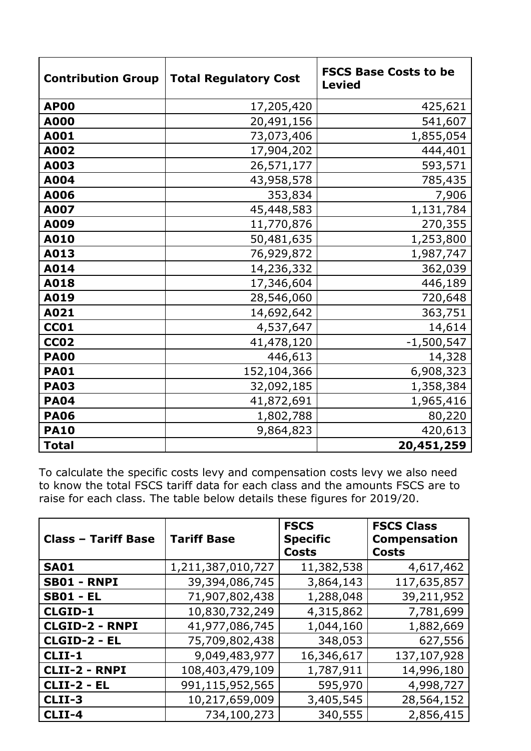| Contribution Group | Total Regulatory Cost | FSCS Base Costs to be Levied |
|---|---|---|
| **AP00** | 17,205,420 | 425,621 |
| **A000** | 20,491,156 | 541,607 |
| **A001** | 73,073,406 | 1,855,054 |
| **A002** | 17,904,202 | 444,401 |
| **A003** | 26,571,177 | 593,571 |
| **A004** | 43,958,578 | 785,435 |
| **A006** | 353,834 | 7,906 |
| **A007** | 45,448,583 | 1,131,784 |
| **A009** | 11,770,876 | 270,355 |
| **A010** | 50,481,635 | 1,253,800 |
| **A013** | 76,929,872 | 1,987,747 |
| **A014** | 14,236,332 | 362,039 |
| **A018** | 17,346,604 | 446,189 |
| **A019** | 28,546,060 | 720,648 |
| **A021** | 14,692,642 | 363,751 |
| **CC01** | 4,537,647 | 14,614 |
| **CC02** | 41,478,120 | -1,500,547 |
| **PA00** | 446,613 | 14,328 |
| **PA01** | 152,104,366 | 6,908,323 |
| **PA03** | 32,092,185 | 1,358,384 |
| **PA04** | 41,872,691 | 1,965,416 |
| **PA06** | 1,802,788 | 80,220 |
| **PA10** | 9,864,823 | 420,613 |
| **Total** | | **20,451,259** |

To calculate the specific costs levy and compensation costs levy we also need to know the total FSCS tariff data for each class and the amounts FSCS are to raise for each class. The table below details these figures for 2019/20.

| Class – Tariff Base | Tariff Base | FSCS Specific Costs | FSCS Class Compensation Costs |
|---|---|---|---|
| **SA01** | 1,211,387,010,727 | 11,382,538 | 4,617,462 |
| **SB01 - RNPI** | 39,394,086,745 | 3,864,143 | 117,635,857 |
| **SB01 - EL** | 71,907,802,438 | 1,288,048 | 39,211,952 |
| **CLGID-1** | 10,830,732,249 | 4,315,862 | 7,781,699 |
| **CLGID-2 - RNPI** | 41,977,086,745 | 1,044,160 | 1,882,669 |
| **CLGID-2 - EL** | 75,709,802,438 | 348,053 | 627,556 |
| **CLII-1** | 9,049,483,977 | 16,346,617 | 137,107,928 |
| **CLII-2 - RNPI** | 108,403,479,109 | 1,787,911 | 14,996,180 |
| **CLII-2 - EL** | 991,115,952,565 | 595,970 | 4,998,727 |
| **CLII-3** | 10,217,659,009 | 3,405,545 | 28,564,152 |
| **CLII-4** | 734,100,273 | 340,555 | 2,856,415 |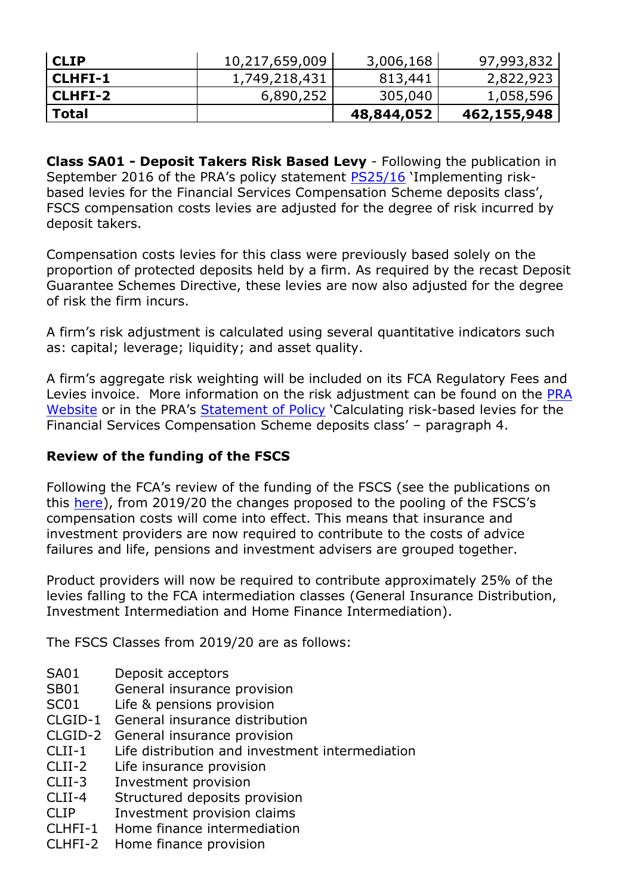| | | | |
|---|---|---|---|
| **CLIP** | 10,217,659,009 | 3,006,168 | 97,993,832 |
| **CLHFI-1** | 1,749,218,431 | 813,441 | 2,822,923 |
| **CLHFI-2** | 6,890,252 | 305,040 | 1,058,596 |
| **Total** | | **48,844,052** | **462,155,948** |

**Class SA01 - Deposit Takers Risk Based Levy** - Following the publication in September 2016 of the PRA's policy statement PS25/16 'Implementing risk-based levies for the Financial Services Compensation Scheme deposits class', FSCS compensation costs levies are adjusted for the degree of risk incurred by deposit takers.

Compensation costs levies for this class were previously based solely on the proportion of protected deposits held by a firm. As required by the recast Deposit Guarantee Schemes Directive, these levies are now also adjusted for the degree of risk the firm incurs.

A firm's risk adjustment is calculated using several quantitative indicators such as: capital; leverage; liquidity; and asset quality.

A firm's aggregate risk weighting will be included on its FCA Regulatory Fees and Levies invoice. More information on the risk adjustment can be found on the PRA Website or in the PRA's Statement of Policy 'Calculating risk-based levies for the Financial Services Compensation Scheme deposits class' – paragraph 4.

### Review of the funding of the FSCS

Following the FCA's review of the funding of the FSCS (see the publications on this here), from 2019/20 the changes proposed to the pooling of the FSCS's compensation costs will come into effect. This means that insurance and investment providers are now required to contribute to the costs of advice failures and life, pensions and investment advisers are grouped together.

Product providers will now be required to contribute approximately 25% of the levies falling to the FCA intermediation classes (General Insurance Distribution, Investment Intermediation and Home Finance Intermediation).

The FSCS Classes from 2019/20 are as follows:

- SA01 Deposit acceptors
- SB01 General insurance provision
- SC01 Life & pensions provision
- CLGID-1 General insurance distribution
- CLGID-2 General insurance provision
- CLII-1 Life distribution and investment intermediation
- CLII-2 Life insurance provision
- CLII-3 Investment provision
- CLII-4 Structured deposits provision
- CLIP Investment provision claims
- CLHFI-1 Home finance intermediation
- CLHFI-2 Home finance provision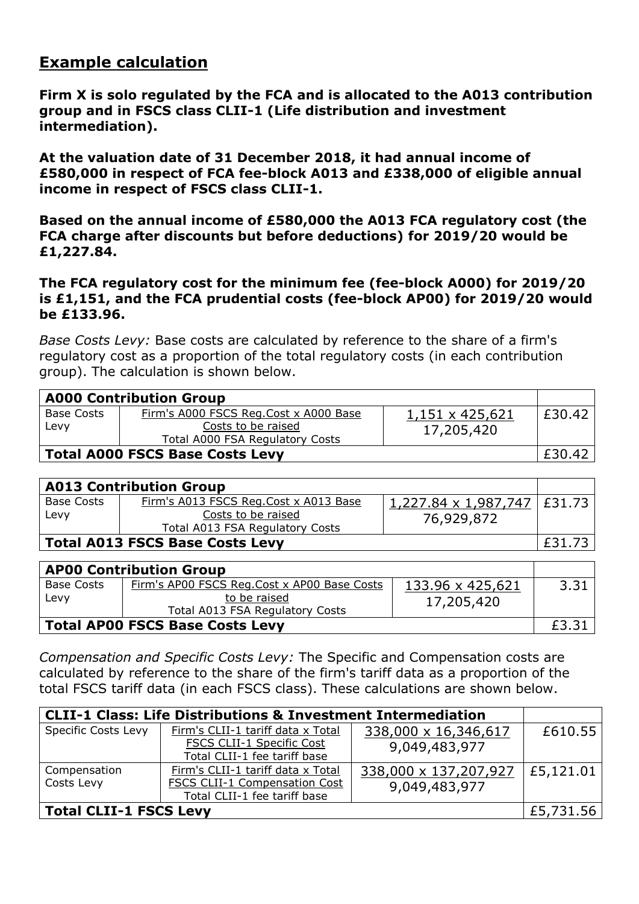## Example calculation

**Firm X is solo regulated by the FCA and is allocated to the A013 contribution group and in FSCS class CLII-1 (Life distribution and investment intermediation).**

**At the valuation date of 31 December 2018, it had annual income of £580,000 in respect of FCA fee-block A013 and £338,000 of eligible annual income in respect of FSCS class CLII-1.**

**Based on the annual income of £580,000 the A013 FCA regulatory cost (the FCA charge after discounts but before deductions) for 2019/20 would be £1,227.84.**

**The FCA regulatory cost for the minimum fee (fee-block A000) for 2019/20 is £1,151, and the FCA prudential costs (fee-block AP00) for 2019/20 would be £133.96.**

*Base Costs Levy:* Base costs are calculated by reference to the share of a firm's regulatory cost as a proportion of the total regulatory costs (in each contribution group). The calculation is shown below.

| **A000 Contribution Group** | | | |
|---|---|---|---|
| Base Costs Levy | Firm's A000 FSCS Reg.Cost x A000 Base Costs to be raised / Total A000 FSA Regulatory Costs | 1,151 x 425,621 / 17,205,420 | £30.42 |
| **Total A000 FSCS Base Costs Levy** | | | £30.42 |

| **A013 Contribution Group** | | | |
|---|---|---|---|
| Base Costs Levy | Firm's A013 FSCS Reg.Cost x A013 Base Costs to be raised / Total A013 FSA Regulatory Costs | 1,227.84 x 1,987,747 / 76,929,872 | £31.73 |
| **Total A013 FSCS Base Costs Levy** | | | £31.73 |

| **AP00 Contribution Group** | | | |
|---|---|---|---|
| Base Costs Levy | Firm's AP00 FSCS Reg.Cost x AP00 Base Costs to be raised / Total A013 FSA Regulatory Costs | 133.96 x 425,621 / 17,205,420 | 3.31 |
| **Total AP00 FSCS Base Costs Levy** | | | £3.31 |

*Compensation and Specific Costs Levy:* The Specific and Compensation costs are calculated by reference to the share of the firm's tariff data as a proportion of the total FSCS tariff data (in each FSCS class). These calculations are shown below.

| **CLII-1 Class: Life Distributions & Investment Intermediation** | | | |
|---|---|---|---|
| Specific Costs Levy | Firm's CLII-1 tariff data x Total FSCS CLII-1 Specific Cost / Total CLII-1 fee tariff base | 338,000 x 16,346,617 / 9,049,483,977 | £610.55 |
| Compensation Costs Levy | Firm's CLII-1 tariff data x Total FSCS CLII-1 Compensation Cost / Total CLII-1 fee tariff base | 338,000 x 137,207,927 / 9,049,483,977 | £5,121.01 |
| **Total CLII-1 FSCS Levy** | | | £5,731.56 |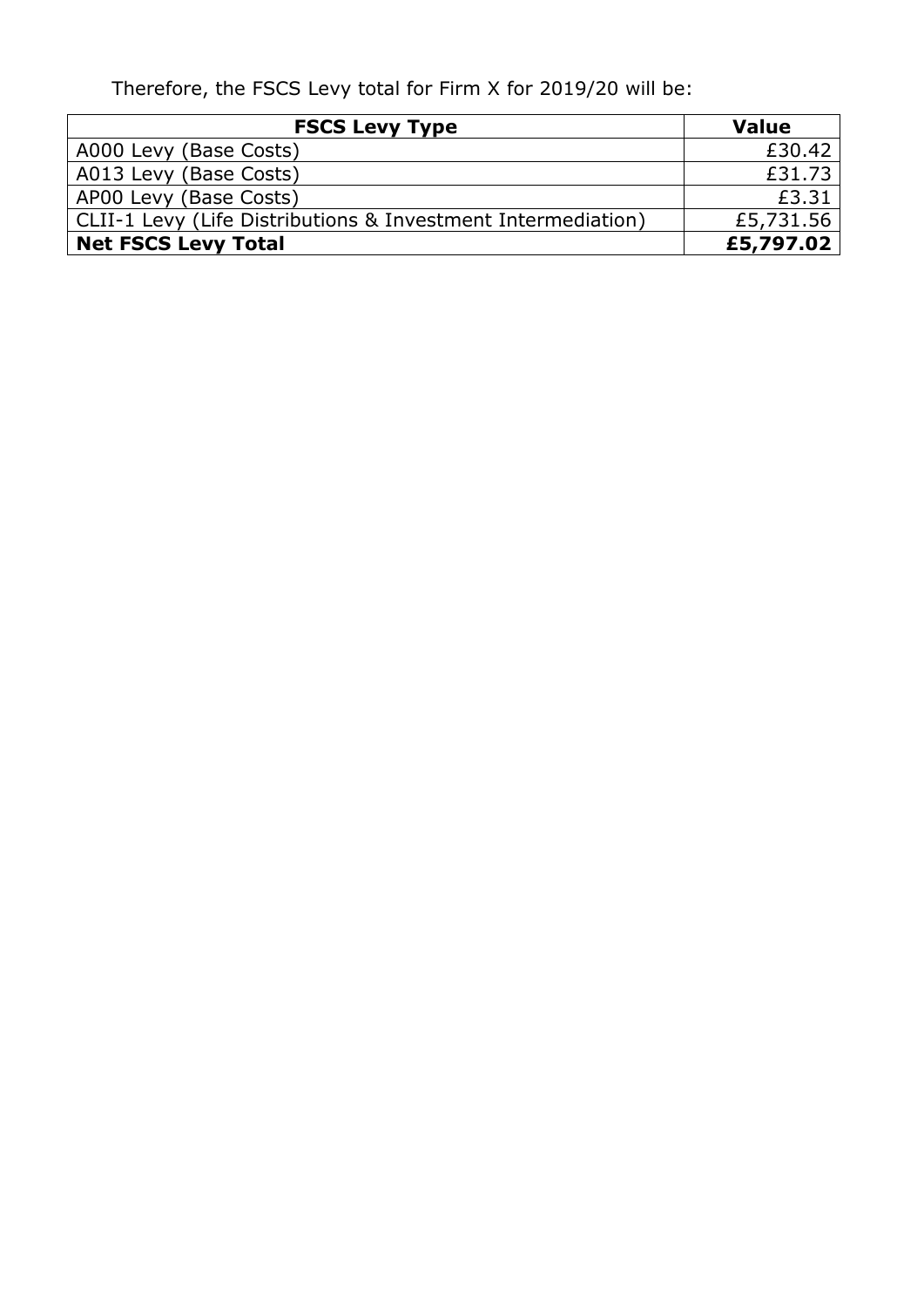Therefore, the FSCS Levy total for Firm X for 2019/20 will be:

| FSCS Levy Type | Value |
|---|---|
| A000 Levy (Base Costs) | £30.42 |
| A013 Levy (Base Costs) | £31.73 |
| AP00 Levy (Base Costs) | £3.31 |
| CLII-1 Levy (Life Distributions & Investment Intermediation) | £5,731.56 |
| **Net FSCS Levy Total** | **£5,797.02** |